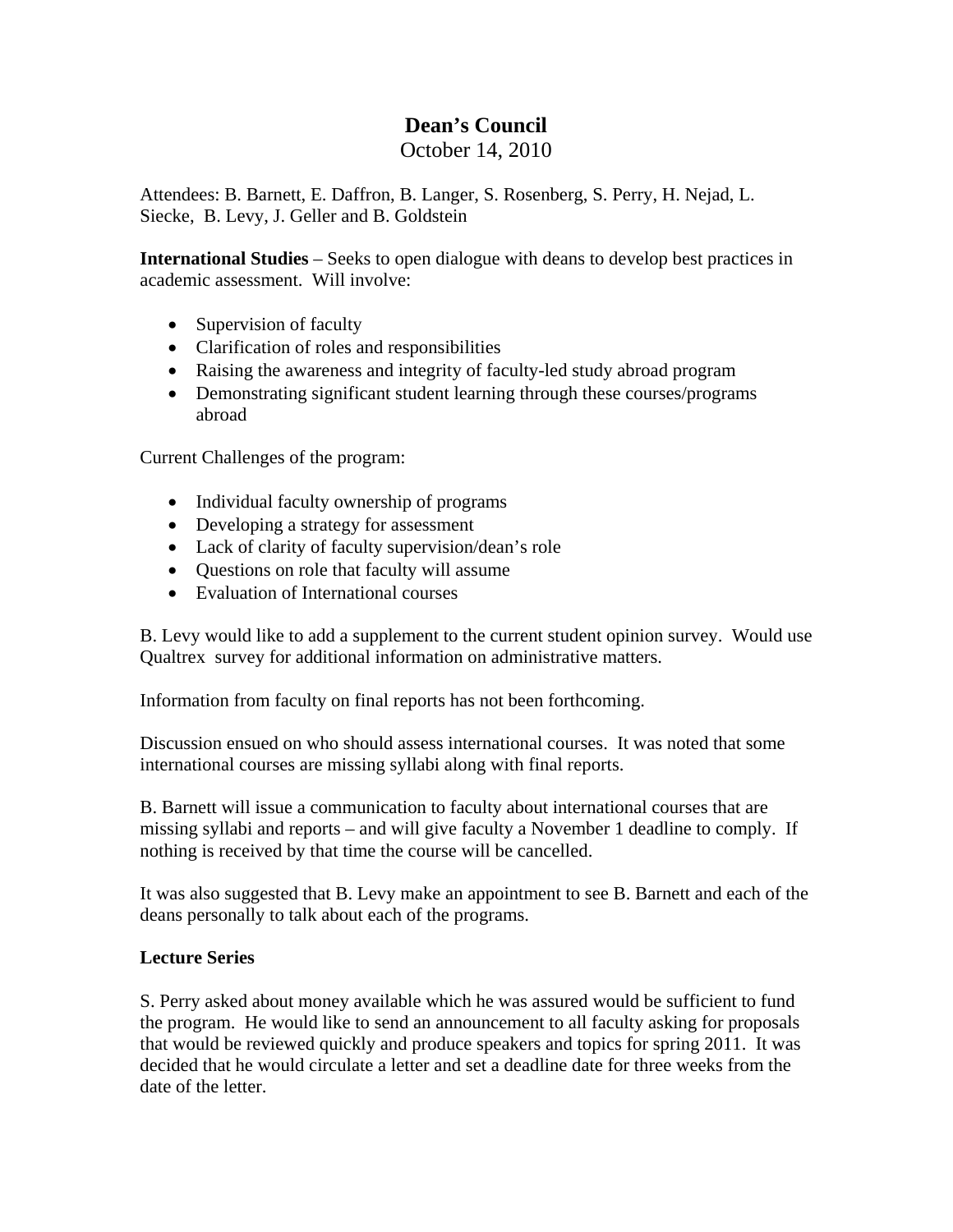# Dean's Council

October 14, 2010

Attendees: B. Barnett, E. Daffron, B. Langer, S. Rosenberg, S. Perry, H. Nejad, L. Siecke, B. Levy, J. Geller and B. Goldstein

**International Studies** – Seeks to open dialogue with deans to develop best practices in academic assessment. Will involve:

- Supervision of faculty
- Clarification of roles and responsibilities
- Raising the awareness and integrity of faculty-led study abroad program
- Demonstrating significant student learning through these courses/programs abroad

Current Challenges of the program:

- Individual faculty ownership of programs
- Developing a strategy for assessment
- Lack of clarity of faculty supervision/dean's role
- Questions on role that faculty will assume
- Evaluation of International courses

B. Levy would like to add a supplement to the current student opinion survey. Would use Qualtrex survey for additional information on administrative matters.

Information from faculty on final reports has not been forthcoming.

Discussion ensued on who should assess international courses. It was noted that some international courses are missing syllabi along with final reports.

B. Barnett will issue a communication to faculty about international courses that are missing syllabi and reports – and will give faculty a November 1 deadline to comply. If nothing is received by that time the course will be cancelled.

It was also suggested that B. Levy make an appointment to see B. Barnett and each of the deans personally to talk about each of the programs.

**Lecture Series**

S. Perry asked about money available which he was assured would be sufficient to fund the program. He would like to send an announcement to all faculty asking for proposals that would be reviewed quickly and produce speakers and topics for spring 2011. It was decided that he would circulate a letter and set a deadline date for three weeks from the date of the letter.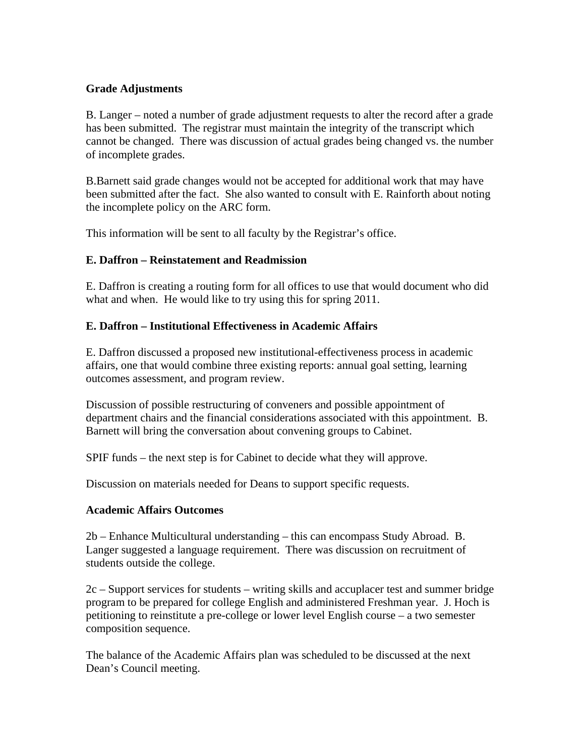**Grade Adjustments**

B. Langer – noted a number of grade adjustment requests to alter the record after a grade has been submitted. The registrar must maintain the integrity of the transcript which cannot be changed. There was discussion of actual grades being changed vs. the number of incomplete grades.

B.Barnett said grade changes would not be accepted for additional work that may have been submitted after the fact. She also wanted to consult with E. Rainforth about noting the incomplete policy on the ARC form.

This information will be sent to all faculty by the Registrar's office.

**E. Daffron – Reinstatement and Readmission**

E. Daffron is creating a routing form for all offices to use that would document who did what and when. He would like to try using this for spring 2011.

**E. Daffron – Institutional Effectiveness in Academic Affairs**

E. Daffron discussed a proposed new institutional-effectiveness process in academic affairs, one that would combine three existing reports: annual goal setting, learning outcomes assessment, and program review.

Discussion of possible restructuring of conveners and possible appointment of department chairs and the financial considerations associated with this appointment. B. Barnett will bring the conversation about convening groups to Cabinet.

SPIF funds – the next step is for Cabinet to decide what they will approve.

Discussion on materials needed for Deans to support specific requests.

**Academic Affairs Outcomes**

2b – Enhance Multicultural understanding – this can encompass Study Abroad. B. Langer suggested a language requirement. There was discussion on recruitment of students outside the college.

2c – Support services for students – writing skills and accuplacer test and summer bridge program to be prepared for college English and administered Freshman year. J. Hoch is petitioning to reinstitute a pre-college or lower level English course – a two semester composition sequence.

The balance of the Academic Affairs plan was scheduled to be discussed at the next Dean's Council meeting.